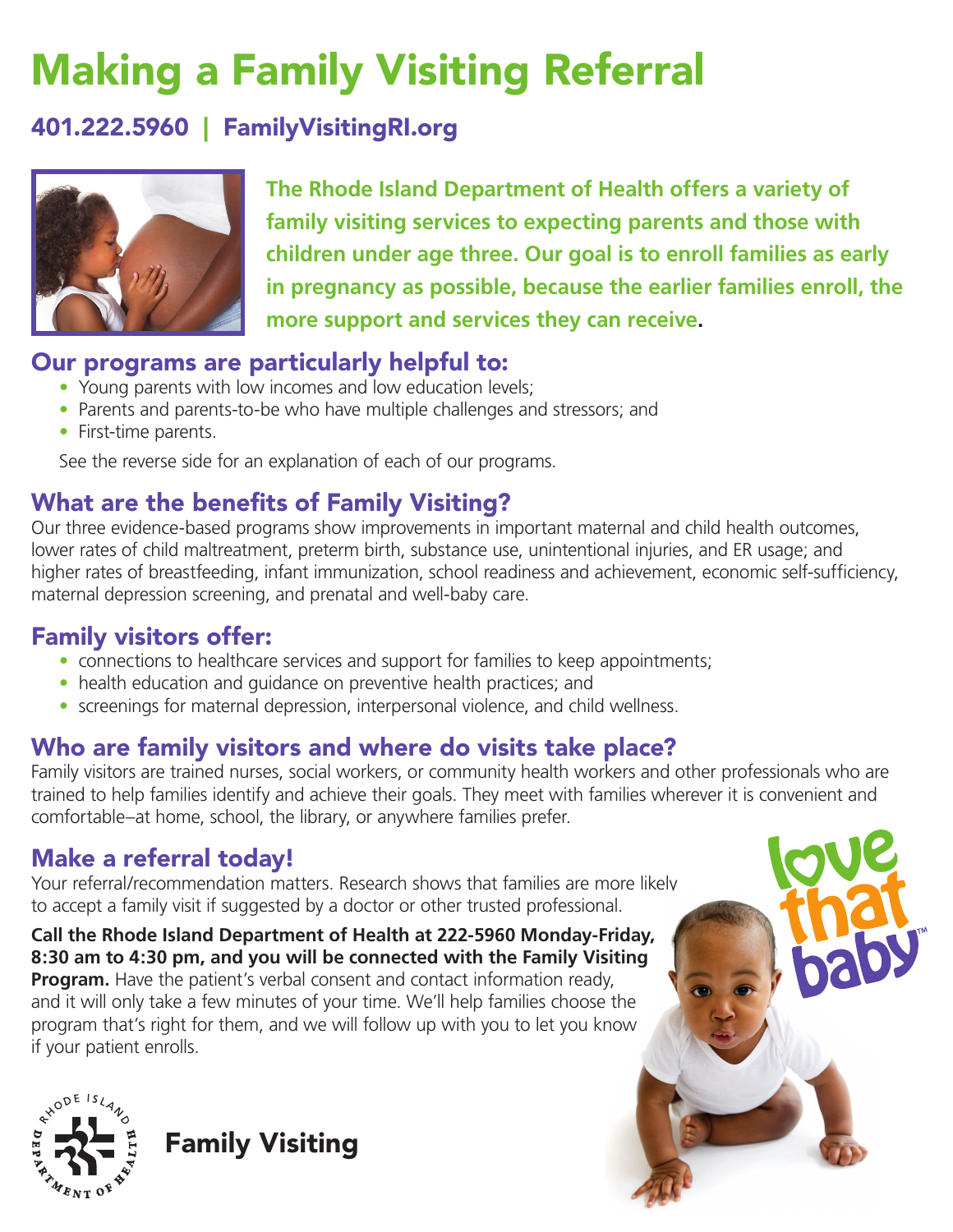# Making a Family Visiting Referral

## 401.222.5960 | FamilyVisitingRI.org

**The Rhode Island Department of Health offers a variety of family visiting services to expecting parents and those with children under age three. Our goal is to enroll families as early in pregnancy as possible, because the earlier families enroll, the more support and services they can receive.**

## Our programs are particularly helpful to:

- Young parents with low incomes and low education levels;
- Parents and parents-to-be who have multiple challenges and stressors; and
- First-time parents.

See the reverse side for an explanation of each of our programs.

## What are the benefits of Family Visiting?

Our three evidence-based programs show improvements in important maternal and child health outcomes, lower rates of child maltreatment, preterm birth, substance use, unintentional injuries, and ER usage; and higher rates of breastfeeding, infant immunization, school readiness and achievement, economic self-sufficiency, maternal depression screening, and prenatal and well-baby care.

## Family visitors offer:

- connections to healthcare services and support for families to keep appointments;
- health education and guidance on preventive health practices; and
- screenings for maternal depression, interpersonal violence, and child wellness.

## Who are family visitors and where do visits take place?

Family visitors are trained nurses, social workers, or community health workers and other professionals who are trained to help families identify and achieve their goals. They meet with families wherever it is convenient and comfortable–at home, school, the library, or anywhere families prefer.

## Make a referral today!

Your referral/recommendation matters. Research shows that families are more likely to accept a family visit if suggested by a doctor or other trusted professional.

**Call the Rhode Island Department of Health at 222-5960 Monday-Friday, 8:30 am to 4:30 pm, and you will be connected with the Family Visiting Program.** Have the patient's verbal consent and contact information ready, and it will only take a few minutes of your time. We'll help families choose the program that's right for them, and we will follow up with you to let you know if your patient enrolls.

love that baby™

Rhode Island Department of Health

Family Visiting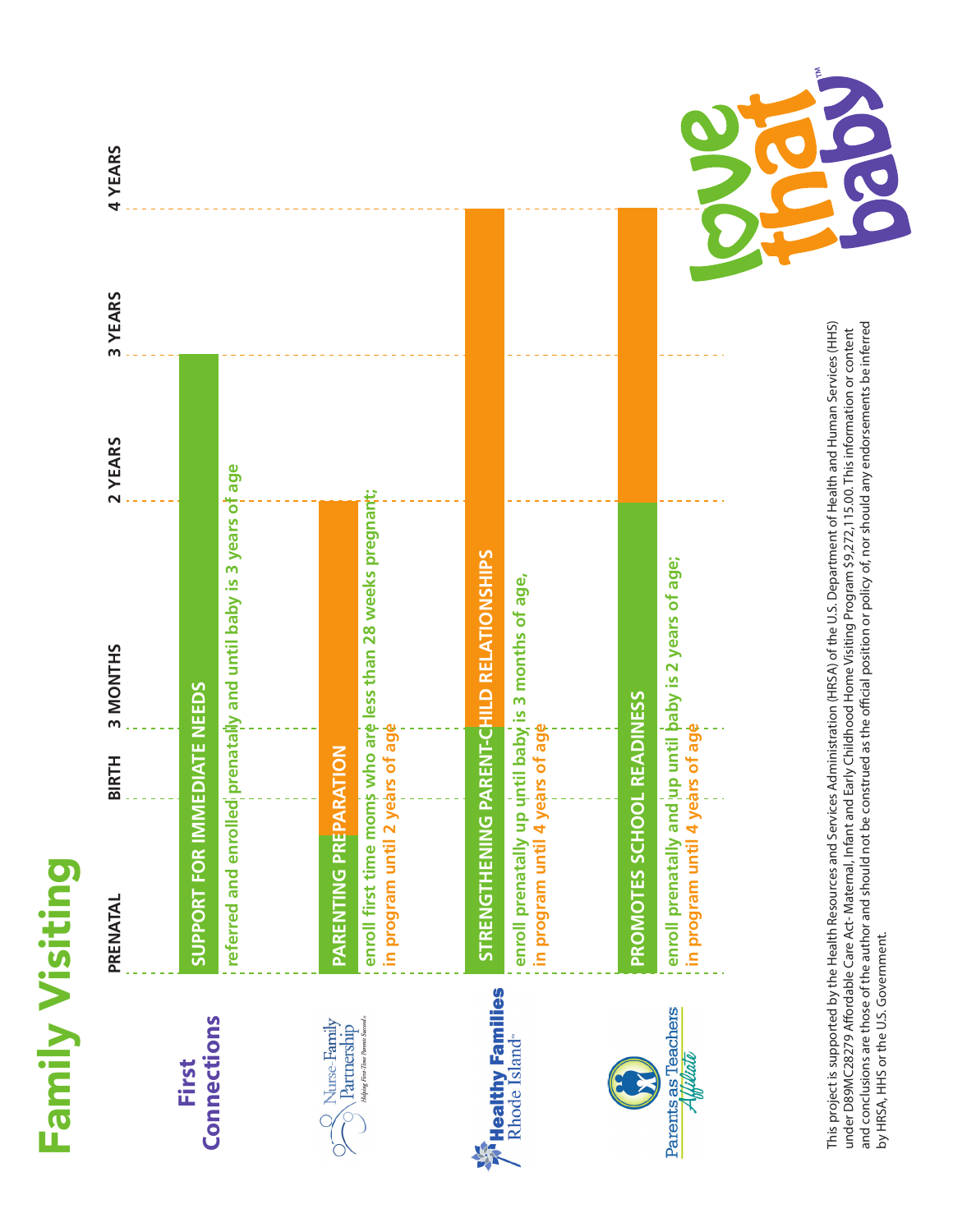# Family Visiting

PRENATAL

BIRTH

3 MONTHS

2 YEARS

3 YEARS

4 YEARS

**First Connections**

SUPPORT FOR IMMEDIATE NEEDS

referred and enrolled prenatally and until baby is 3 years of age

**Nurse-Family Partnership** *Helping First-Time Parents Succeed*

PARENTING PREPARATION

enroll first time moms who are less than 28 weeks pregnant;

in program until 2 years of age

**Healthy Families Rhode Island**

STRENGTHENING PARENT-CHILD RELATIONSHIPS

enroll prenatally up until baby is 3 months of age,

in program until 4 years of age

**Parents as Teachers Affiliate**

PROMOTES SCHOOL READINESS

enroll prenatally and up until baby is 2 years of age;

in program until 4 years of age

love that baby™

This project is supported by the Health Resources and Services Administration (HRSA) of the U.S. Department of Health and Human Services (HHS) under D89MC28279 Affordable Care Act- Maternal, Infant and Early Childhood Home Visiting Program $9,272,115.00. This information or content and conclusions are those of the author and should not be construed as the official position or policy of, nor should any endorsements be inferred by HRSA, HHS or the U.S. Government.